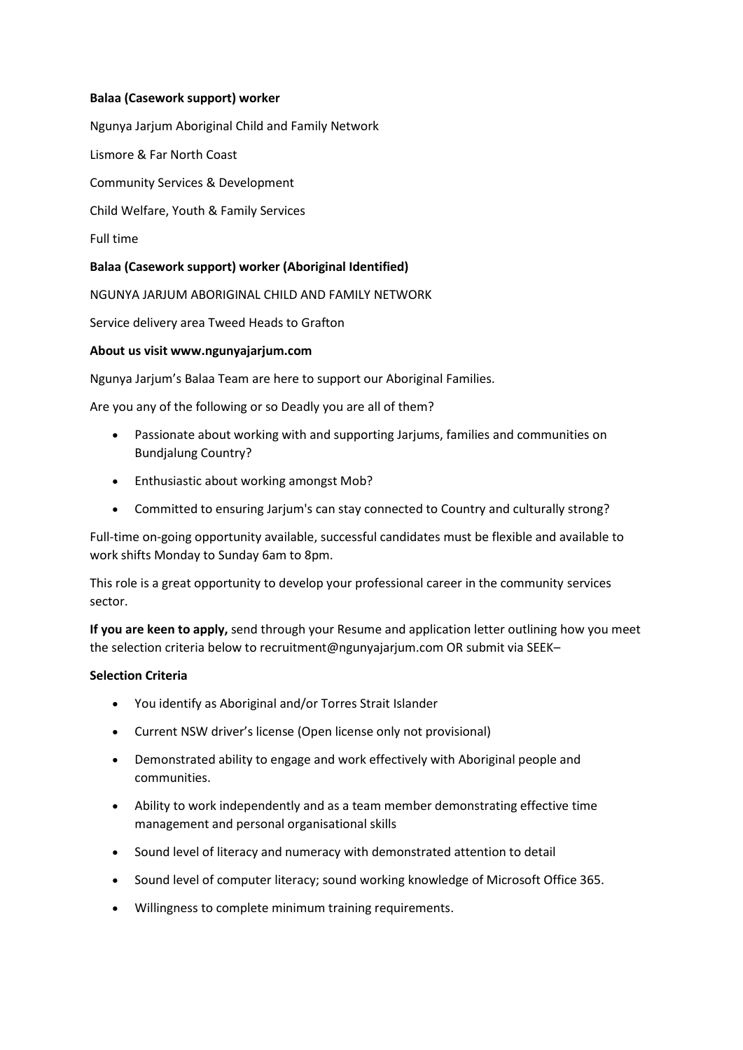**Balaa (Casework support) worker**

Ngunya Jarjum Aboriginal Child and Family Network

Lismore & Far North Coast

Community Services & Development

Child Welfare, Youth & Family Services

Full time

**Balaa (Casework support) worker (Aboriginal Identified)**

NGUNYA JARJUM ABORIGINAL CHILD AND FAMILY NETWORK

Service delivery area Tweed Heads to Grafton

**About us visit www.ngunyajarjum.com**

Ngunya Jarjum's Balaa Team are here to support our Aboriginal Families.

Are you any of the following or so Deadly you are all of them?

- Passionate about working with and supporting Jarjums, families and communities on Bundjalung Country?
- Enthusiastic about working amongst Mob?
- Committed to ensuring Jarjum's can stay connected to Country and culturally strong?

Full-time on-going opportunity available, successful candidates must be flexible and available to work shifts Monday to Sunday 6am to 8pm.

This role is a great opportunity to develop your professional career in the community services sector.

**If you are keen to apply,** send through your Resume and application letter outlining how you meet the selection criteria below to recruitment@ngunyajarjum.com OR submit via SEEK–

**Selection Criteria**

- You identify as Aboriginal and/or Torres Strait Islander
- Current NSW driver's license (Open license only not provisional)
- Demonstrated ability to engage and work effectively with Aboriginal people and communities.
- Ability to work independently and as a team member demonstrating effective time management and personal organisational skills
- Sound level of literacy and numeracy with demonstrated attention to detail
- Sound level of computer literacy; sound working knowledge of Microsoft Office 365.
- Willingness to complete minimum training requirements.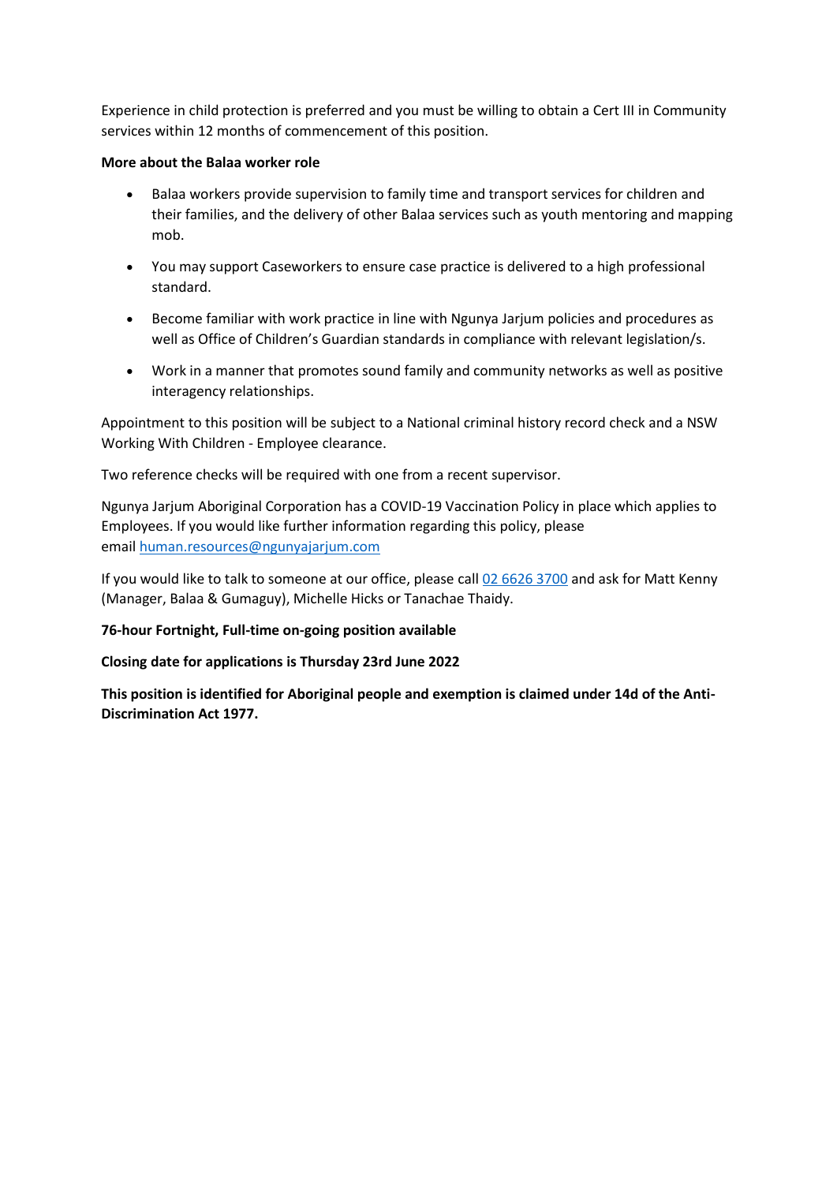Experience in child protection is preferred and you must be willing to obtain a Cert III in Community services within 12 months of commencement of this position.

**More about the Balaa worker role**

- Balaa workers provide supervision to family time and transport services for children and their families, and the delivery of other Balaa services such as youth mentoring and mapping mob.
- You may support Caseworkers to ensure case practice is delivered to a high professional standard.
- Become familiar with work practice in line with Ngunya Jarjum policies and procedures as well as Office of Children's Guardian standards in compliance with relevant legislation/s.
- Work in a manner that promotes sound family and community networks as well as positive interagency relationships.

Appointment to this position will be subject to a National criminal history record check and a NSW Working With Children - Employee clearance.

Two reference checks will be required with one from a recent supervisor.

Ngunya Jarjum Aboriginal Corporation has a COVID-19 Vaccination Policy in place which applies to Employees. If you would like further information regarding this policy, please email human.resources@ngunyajarjum.com

If you would like to talk to someone at our office, please call 02 6626 3700 and ask for Matt Kenny (Manager, Balaa & Gumaguy), Michelle Hicks or Tanachae Thaidy.

**76-hour Fortnight, Full-time on-going position available**

**Closing date for applications is Thursday 23rd June 2022**

**This position is identified for Aboriginal people and exemption is claimed under 14d of the Anti-Discrimination Act 1977.**